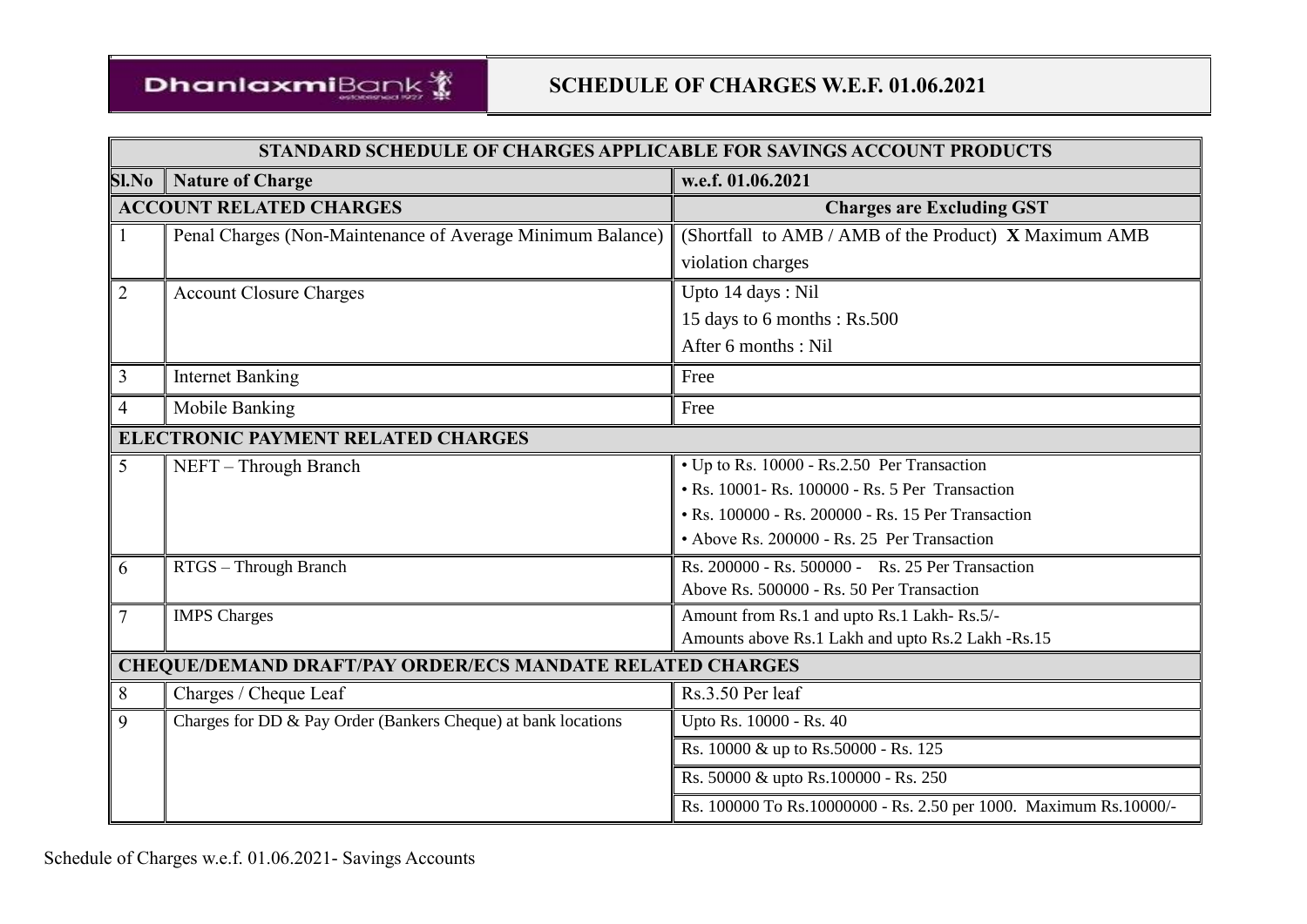# SCHEDULE OF CHARGES W.E.F. 01.06.2021

| STANDARD SCHEDULE OF CHARGES APPLICABLE FOR SAVINGS ACCOUNT PRODUCTS | | |
|---|---|---|
| **Sl.No** | **Nature of Charge** | **w.e.f. 01.06.2021** |
| **ACCOUNT RELATED CHARGES** | | **Charges are Excluding GST** |
| 1 | Penal Charges (Non-Maintenance of Average Minimum Balance) | (Shortfall to AMB / AMB of the Product) **X** Maximum AMB violation charges |
| 2 | Account Closure Charges | Upto 14 days : Nil<br>15 days to 6 months : Rs.500<br>After 6 months : Nil |
| 3 | Internet Banking | Free |
| 4 | Mobile Banking | Free |
| **ELECTRONIC PAYMENT RELATED CHARGES** | | |
| 5 | NEFT – Through Branch | • Up to Rs. 10000 - Rs.2.50 Per Transaction<br>• Rs. 10001- Rs. 100000 - Rs. 5 Per Transaction<br>• Rs. 100000 - Rs. 200000 - Rs. 15 Per Transaction<br>• Above Rs. 200000 - Rs. 25 Per Transaction |
| 6 | RTGS – Through Branch | Rs. 200000 - Rs. 500000 - Rs. 25 Per Transaction<br>Above Rs. 500000 - Rs. 50 Per Transaction |
| 7 | IMPS Charges | Amount from Rs.1 and upto Rs.1 Lakh- Rs.5/-<br>Amounts above Rs.1 Lakh and upto Rs.2 Lakh -Rs.15 |
| **CHEQUE/DEMAND DRAFT/PAY ORDER/ECS MANDATE RELATED CHARGES** | | |
| 8 | Charges / Cheque Leaf | Rs.3.50 Per leaf |
| 9 | Charges for DD & Pay Order (Bankers Cheque) at bank locations | Upto Rs. 10000 - Rs. 40<br>Rs. 10000 & up to Rs.50000 - Rs. 125<br>Rs. 50000 & upto Rs.100000 - Rs. 250<br>Rs. 100000 To Rs.10000000 - Rs. 2.50 per 1000. Maximum Rs.10000/- |

Schedule of Charges w.e.f. 01.06.2021- Savings Accounts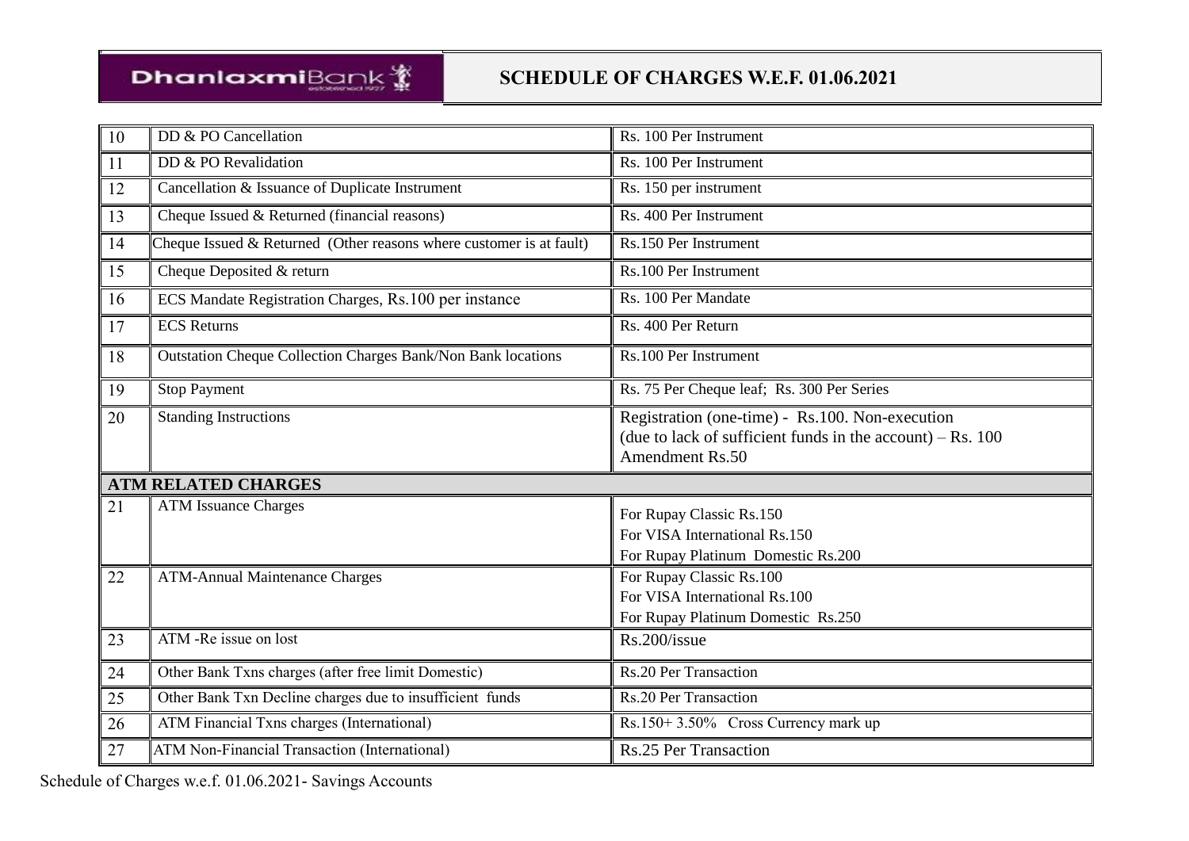| | | |
|---|---|---|
| 10 | DD & PO Cancellation | Rs. 100 Per Instrument |
| 11 | DD & PO Revalidation | Rs. 100 Per Instrument |
| 12 | Cancellation & Issuance of Duplicate Instrument | Rs. 150 per instrument |
| 13 | Cheque Issued & Returned (financial reasons) | Rs. 400 Per Instrument |
| 14 | Cheque Issued & Returned (Other reasons where customer is at fault) | Rs.150 Per Instrument |
| 15 | Cheque Deposited & return | Rs.100 Per Instrument |
| 16 | ECS Mandate Registration Charges, Rs.100 per instance | Rs. 100 Per Mandate |
| 17 | ECS Returns | Rs. 400 Per Return |
| 18 | Outstation Cheque Collection Charges Bank/Non Bank locations | Rs.100 Per Instrument |
| 19 | Stop Payment | Rs. 75 Per Cheque leaf; Rs. 300 Per Series |
| 20 | Standing Instructions | Registration (one-time) - Rs.100. Non-execution (due to lack of sufficient funds in the account) – Rs. 100 Amendment Rs.50 |
| **ATM RELATED CHARGES** | | |
| 21 | ATM Issuance Charges | For Rupay Classic Rs.150<br>For VISA International Rs.150<br>For Rupay Platinum Domestic Rs.200 |
| 22 | ATM-Annual Maintenance Charges | For Rupay Classic Rs.100<br>For VISA International Rs.100<br>For Rupay Platinum Domestic Rs.250 |
| 23 | ATM -Re issue on lost | Rs.200/issue |
| 24 | Other Bank Txns charges (after free limit Domestic) | Rs.20 Per Transaction |
| 25 | Other Bank Txn Decline charges due to insufficient funds | Rs.20 Per Transaction |
| 26 | ATM Financial Txns charges (International) | Rs.150+ 3.50% Cross Currency mark up |
| 27 | ATM Non-Financial Transaction (International) | Rs.25 Per Transaction |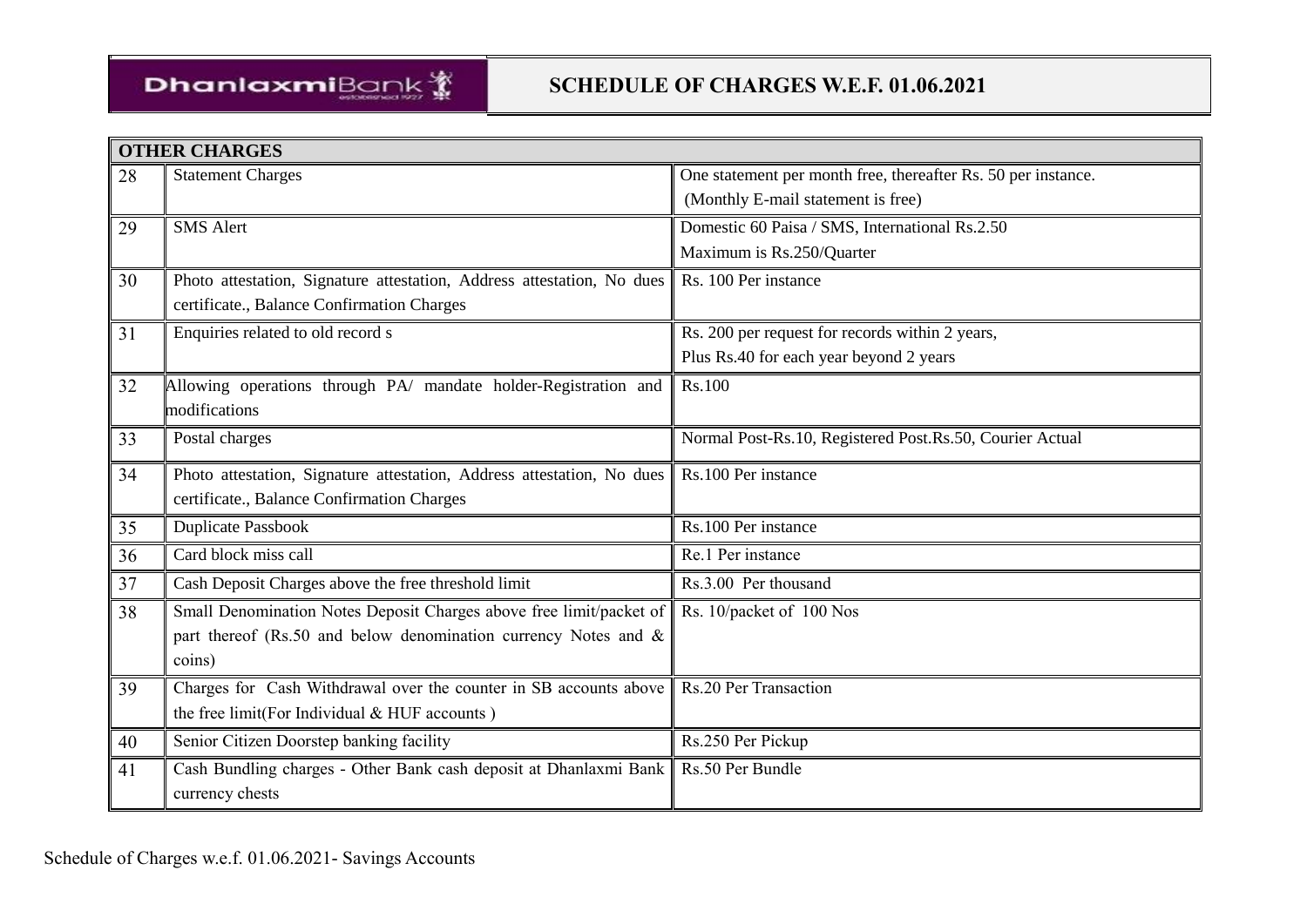# SCHEDULE OF CHARGES W.E.F. 01.06.2021

| OTHER CHARGES | | |
|---|---|---|
| 28 | Statement Charges | One statement per month free, thereafter Rs. 50 per instance. (Monthly E-mail statement is free) |
| 29 | SMS Alert | Domestic 60 Paisa / SMS, International Rs.2.50 Maximum is Rs.250/Quarter |
| 30 | Photo attestation, Signature attestation, Address attestation, No dues certificate., Balance Confirmation Charges | Rs. 100 Per instance |
| 31 | Enquiries related to old record s | Rs. 200 per request for records within 2 years, Plus Rs.40 for each year beyond 2 years |
| 32 | Allowing operations through PA/ mandate holder-Registration and modifications | Rs.100 |
| 33 | Postal charges | Normal Post-Rs.10, Registered Post.Rs.50, Courier Actual |
| 34 | Photo attestation, Signature attestation, Address attestation, No dues certificate., Balance Confirmation Charges | Rs.100 Per instance |
| 35 | Duplicate Passbook | Rs.100 Per instance |
| 36 | Card block miss call | Re.1 Per instance |
| 37 | Cash Deposit Charges above the free threshold limit | Rs.3.00 Per thousand |
| 38 | Small Denomination Notes Deposit Charges above free limit/packet of part thereof (Rs.50 and below denomination currency Notes and & coins) | Rs. 10/packet of 100 Nos |
| 39 | Charges for Cash Withdrawal over the counter in SB accounts above the free limit(For Individual & HUF accounts ) | Rs.20 Per Transaction |
| 40 | Senior Citizen Doorstep banking facility | Rs.250 Per Pickup |
| 41 | Cash Bundling charges - Other Bank cash deposit at Dhanlaxmi Bank currency chests | Rs.50 Per Bundle |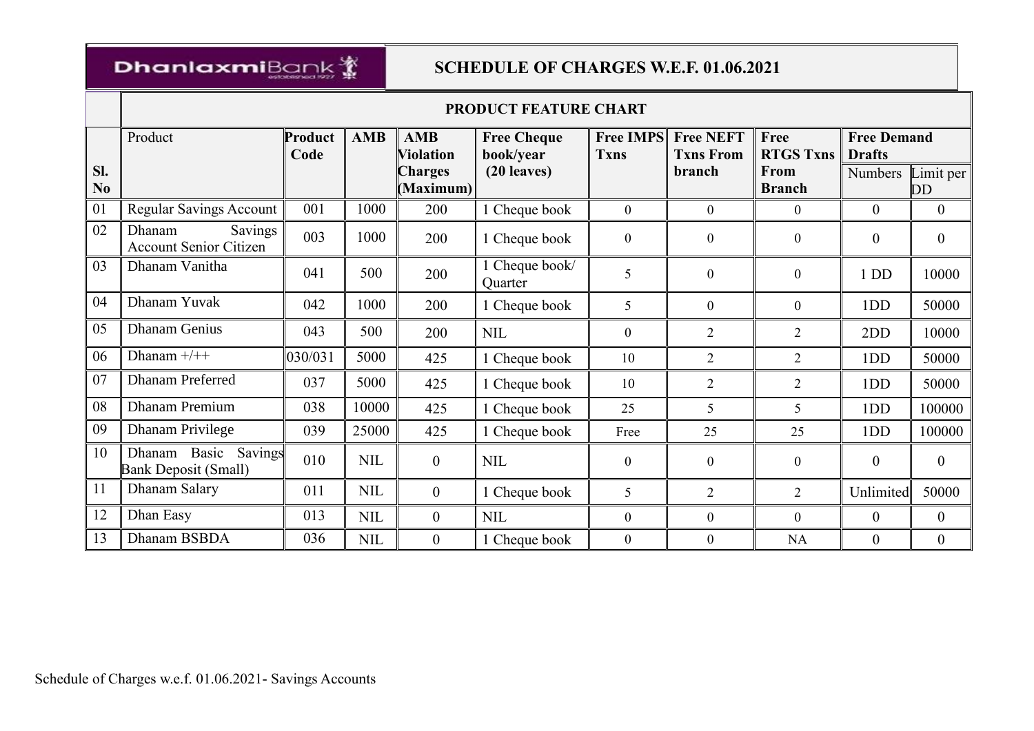**Dhanlaxmi**Bank

# SCHEDULE OF CHARGES W.E.F. 01.06.2021

## PRODUCT FEATURE CHART

| Sl. No | Product | Product Code | AMB | AMB Violation Charges (Maximum) | Free Cheque book/year (20 leaves) | Free IMPS Txns | Free NEFT Txns From branch | Free RTGS Txns From Branch | Free Demand Drafts | |
|---|---|---|---|---|---|---|---|---|---|---|
| | | | | | | | | | Numbers | Limit per DD |
| 01 | Regular Savings Account | 001 | 1000 | 200 | 1 Cheque book | 0 | 0 | 0 | 0 | 0 |
| 02 | Dhanam Savings Account Senior Citizen | 003 | 1000 | 200 | 1 Cheque book | 0 | 0 | 0 | 0 | 0 |
| 03 | Dhanam Vanitha | 041 | 500 | 200 | 1 Cheque book/ Quarter | 5 | 0 | 0 | 1 DD | 10000 |
| 04 | Dhanam Yuvak | 042 | 1000 | 200 | 1 Cheque book | 5 | 0 | 0 | 1DD | 50000 |
| 05 | Dhanam Genius | 043 | 500 | 200 | NIL | 0 | 2 | 2 | 2DD | 10000 |
| 06 | Dhanam +/++ | 030/031 | 5000 | 425 | 1 Cheque book | 10 | 2 | 2 | 1DD | 50000 |
| 07 | Dhanam Preferred | 037 | 5000 | 425 | 1 Cheque book | 10 | 2 | 2 | 1DD | 50000 |
| 08 | Dhanam Premium | 038 | 10000 | 425 | 1 Cheque book | 25 | 5 | 5 | 1DD | 100000 |
| 09 | Dhanam Privilege | 039 | 25000 | 425 | 1 Cheque book | Free | 25 | 25 | 1DD | 100000 |
| 10 | Dhanam Basic Savings Bank Deposit (Small) | 010 | NIL | 0 | NIL | 0 | 0 | 0 | 0 | 0 |
| 11 | Dhanam Salary | 011 | NIL | 0 | 1 Cheque book | 5 | 2 | 2 | Unlimited | 50000 |
| 12 | Dhan Easy | 013 | NIL | 0 | NIL | 0 | 0 | 0 | 0 | 0 |
| 13 | Dhanam BSBDA | 036 | NIL | 0 | 1 Cheque book | 0 | 0 | NA | 0 | 0 |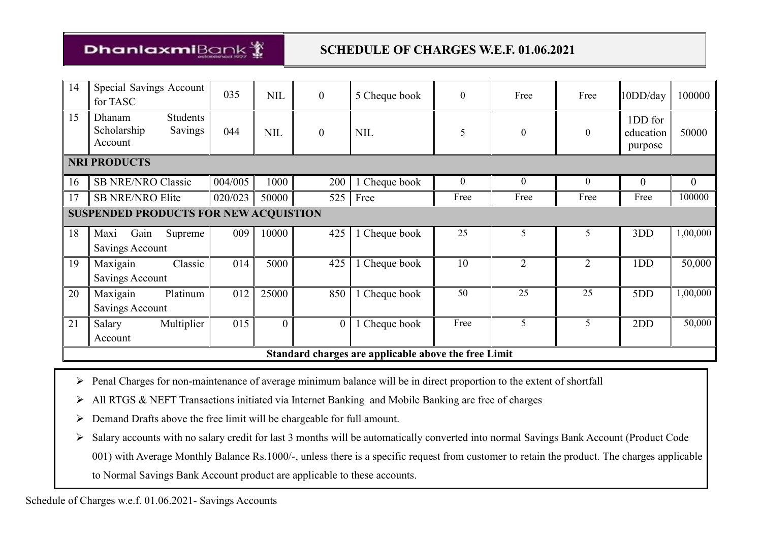## SCHEDULE OF CHARGES W.E.F. 01.06.2021

| | | | | | | | | | | |
|---|---|---|---|---|---|---|---|---|---|---|
| 14 | Special Savings Account for TASC | 035 | NIL | 0 | 5 Cheque book | 0 | Free | Free | 10DD/day | 100000 |
| 15 | Dhanam Students Scholarship Savings Account | 044 | NIL | 0 | NIL | 5 | 0 | 0 | 1DD for education purpose | 50000 |
| **NRI PRODUCTS** | | | | | | | | | | |
| 16 | SB NRE/NRO Classic | 004/005 | 1000 | 200 | 1 Cheque book | 0 | 0 | 0 | 0 | 0 |
| 17 | SB NRE/NRO Elite | 020/023 | 50000 | 525 | Free | Free | Free | Free | Free | 100000 |
| **SUSPENDED PRODUCTS FOR NEW ACQUISTION** | | | | | | | | | | |
| 18 | Maxi Gain Supreme Savings Account | 009 | 10000 | 425 | 1 Cheque book | 25 | 5 | 5 | 3DD | 1,00,000 |
| 19 | Maxigain Classic Savings Account | 014 | 5000 | 425 | 1 Cheque book | 10 | 2 | 2 | 1DD | 50,000 |
| 20 | Maxigain Platinum Savings Account | 012 | 25000 | 850 | 1 Cheque book | 50 | 25 | 25 | 5DD | 1,00,000 |
| 21 | Salary Multiplier Account | 015 | 0 | 0 | 1 Cheque book | Free | 5 | 5 | 2DD | 50,000 |
| **Standard charges are applicable above the free Limit** | | | | | | | | | | |

- Penal Charges for non-maintenance of average minimum balance will be in direct proportion to the extent of shortfall
- All RTGS & NEFT Transactions initiated via Internet Banking and Mobile Banking are free of charges
- Demand Drafts above the free limit will be chargeable for full amount.
- Salary accounts with no salary credit for last 3 months will be automatically converted into normal Savings Bank Account (Product Code 001) with Average Monthly Balance Rs.1000/-, unless there is a specific request from customer to retain the product. The charges applicable to Normal Savings Bank Account product are applicable to these accounts.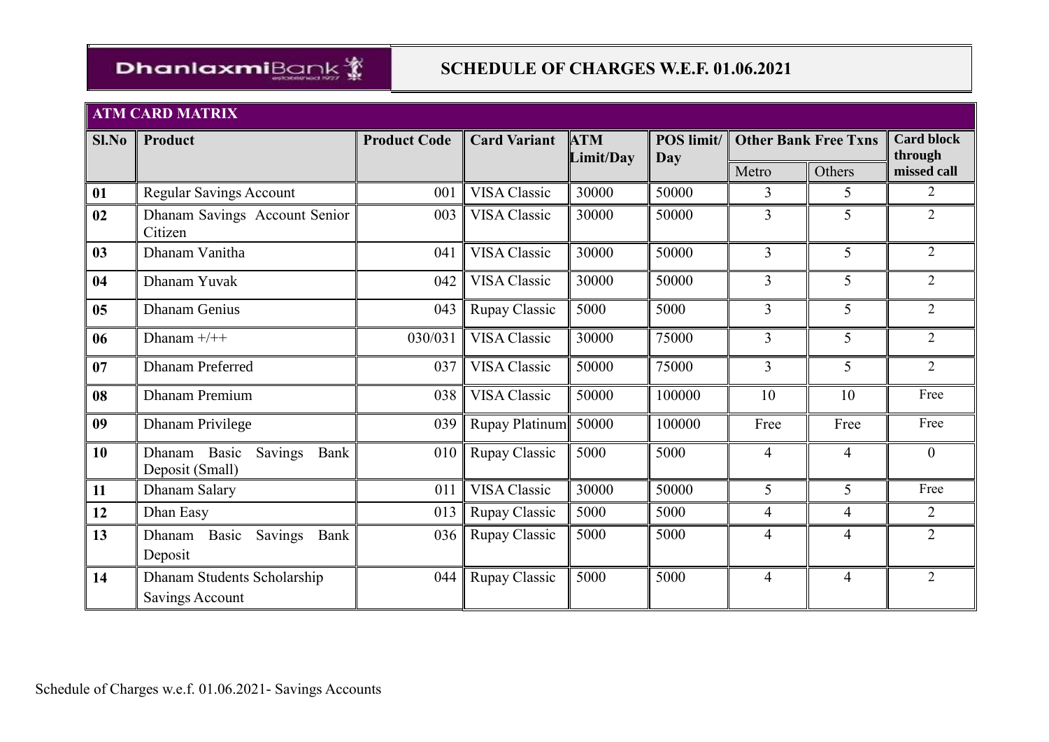DhanlaxmiBank

## SCHEDULE OF CHARGES W.E.F. 01.06.2021

### ATM CARD MATRIX

| Sl.No | Product | Product Code | Card Variant | ATM Limit/Day | POS limit/ Day | Other Bank Free Txns | | Card block through missed call |
|---|---|---|---|---|---|---|---|---|
| | | | | | | Metro | Others | |
| 01 | Regular Savings Account | 001 | VISA Classic | 30000 | 50000 | 3 | 5 | 2 |
| 02 | Dhanam Savings Account Senior Citizen | 003 | VISA Classic | 30000 | 50000 | 3 | 5 | 2 |
| 03 | Dhanam Vanitha | 041 | VISA Classic | 30000 | 50000 | 3 | 5 | 2 |
| 04 | Dhanam Yuvak | 042 | VISA Classic | 30000 | 50000 | 3 | 5 | 2 |
| 05 | Dhanam Genius | 043 | Rupay Classic | 5000 | 5000 | 3 | 5 | 2 |
| 06 | Dhanam +/++ | 030/031 | VISA Classic | 30000 | 75000 | 3 | 5 | 2 |
| 07 | Dhanam Preferred | 037 | VISA Classic | 50000 | 75000 | 3 | 5 | 2 |
| 08 | Dhanam Premium | 038 | VISA Classic | 50000 | 100000 | 10 | 10 | Free |
| 09 | Dhanam Privilege | 039 | Rupay Platinum | 50000 | 100000 | Free | Free | Free |
| 10 | Dhanam Basic Savings Bank Deposit (Small) | 010 | Rupay Classic | 5000 | 5000 | 4 | 4 | 0 |
| 11 | Dhanam Salary | 011 | VISA Classic | 30000 | 50000 | 5 | 5 | Free |
| 12 | Dhan Easy | 013 | Rupay Classic | 5000 | 5000 | 4 | 4 | 2 |
| 13 | Dhanam Basic Savings Bank Deposit | 036 | Rupay Classic | 5000 | 5000 | 4 | 4 | 2 |
| 14 | Dhanam Students Scholarship Savings Account | 044 | Rupay Classic | 5000 | 5000 | 4 | 4 | 2 |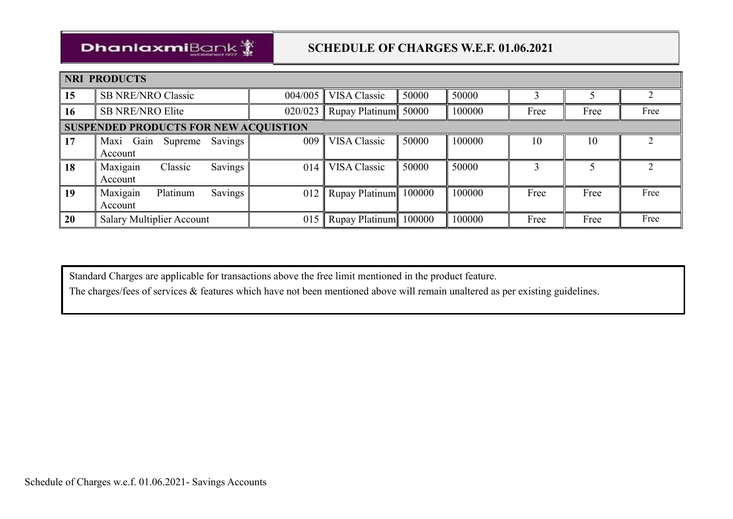DhanlaxmiBank

## SCHEDULE OF CHARGES W.E.F. 01.06.2021

| NRI PRODUCTS | | | | | | | | |
|---|---|---|---|---|---|---|---|---|
| 15 | SB NRE/NRO Classic | 004/005 | VISA Classic | 50000 | 50000 | 3 | 5 | 2 |
| 16 | SB NRE/NRO Elite | 020/023 | Rupay Platinum | 50000 | 100000 | Free | Free | Free |
| **SUSPENDED PRODUCTS FOR NEW ACQUISTION** | | | | | | | | |
| 17 | Maxi Gain Supreme Savings Account | 009 | VISA Classic | 50000 | 100000 | 10 | 10 | 2 |
| 18 | Maxigain Classic Savings Account | 014 | VISA Classic | 50000 | 50000 | 3 | 5 | 2 |
| 19 | Maxigain Platinum Savings Account | 012 | Rupay Platinum | 100000 | 100000 | Free | Free | Free |
| 20 | Salary Multiplier Account | 015 | Rupay Platinum | 100000 | 100000 | Free | Free | Free |

Standard Charges are applicable for transactions above the free limit mentioned in the product feature.

The charges/fees of services & features which have not been mentioned above will remain unaltered as per existing guidelines.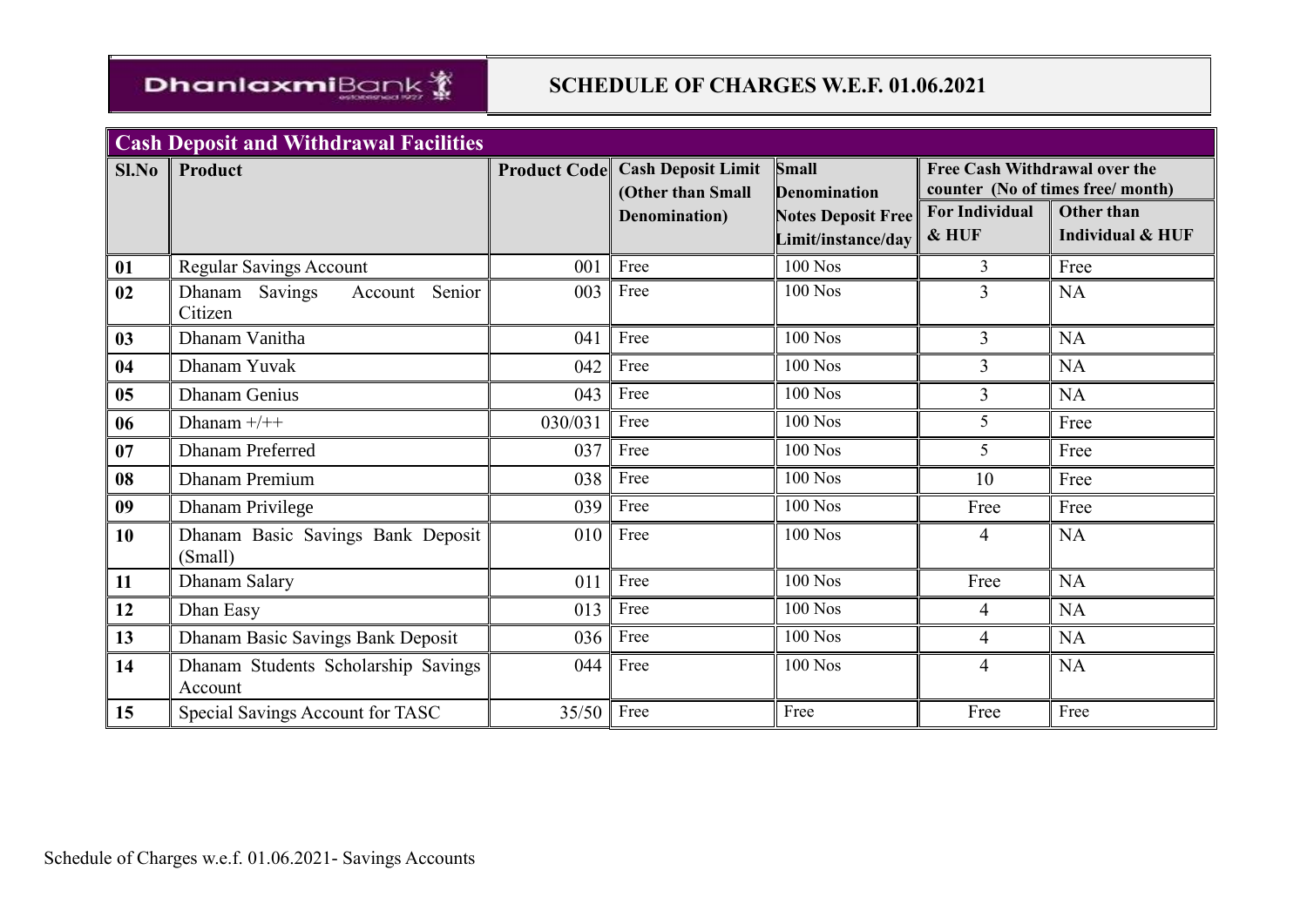# SCHEDULE OF CHARGES W.E.F. 01.06.2021

## Cash Deposit and Withdrawal Facilities

| Sl.No | Product | Product Code | Cash Deposit Limit (Other than Small Denomination) | Small Denomination Notes Deposit Free Limit/instance/day | Free Cash Withdrawal over the counter (No of times free/ month) | |
|---|---|---|---|---|---|---|
| | | | | | For Individual & HUF | Other than Individual & HUF |
| 01 | Regular Savings Account | 001 | Free | 100 Nos | 3 | Free |
| 02 | Dhanam Savings Account Senior Citizen | 003 | Free | 100 Nos | 3 | NA |
| 03 | Dhanam Vanitha | 041 | Free | 100 Nos | 3 | NA |
| 04 | Dhanam Yuvak | 042 | Free | 100 Nos | 3 | NA |
| 05 | Dhanam Genius | 043 | Free | 100 Nos | 3 | NA |
| 06 | Dhanam +/++ | 030/031 | Free | 100 Nos | 5 | Free |
| 07 | Dhanam Preferred | 037 | Free | 100 Nos | 5 | Free |
| 08 | Dhanam Premium | 038 | Free | 100 Nos | 10 | Free |
| 09 | Dhanam Privilege | 039 | Free | 100 Nos | Free | Free |
| 10 | Dhanam Basic Savings Bank Deposit (Small) | 010 | Free | 100 Nos | 4 | NA |
| 11 | Dhanam Salary | 011 | Free | 100 Nos | Free | NA |
| 12 | Dhan Easy | 013 | Free | 100 Nos | 4 | NA |
| 13 | Dhanam Basic Savings Bank Deposit | 036 | Free | 100 Nos | 4 | NA |
| 14 | Dhanam Students Scholarship Savings Account | 044 | Free | 100 Nos | 4 | NA |
| 15 | Special Savings Account for TASC | 35/50 | Free | Free | Free | Free |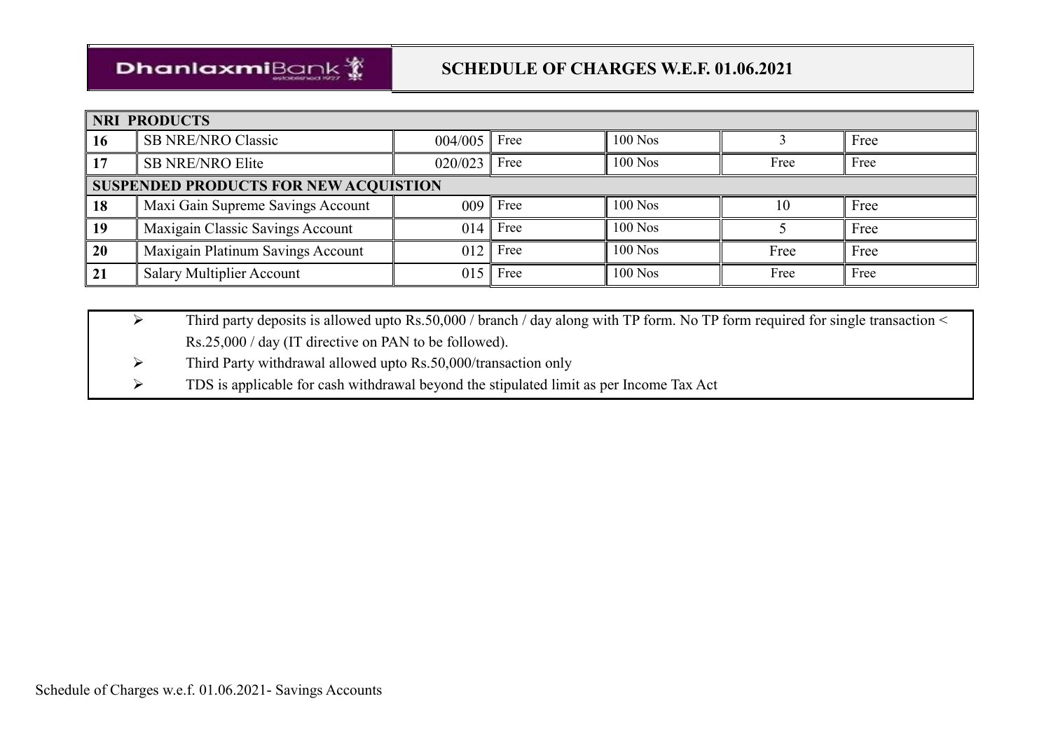**DhanlaxmiBank** — **SCHEDULE OF CHARGES W.E.F. 01.06.2021**

| | | | | | | |
|---|---|---|---|---|---|---|
| **NRI PRODUCTS** | | | | | | |
| **16** | SB NRE/NRO Classic | 004/005 | Free | 100 Nos | 3 | Free |
| **17** | SB NRE/NRO Elite | 020/023 | Free | 100 Nos | Free | Free |
| **SUSPENDED PRODUCTS FOR NEW ACQUISTION** | | | | | | |
| **18** | Maxi Gain Supreme Savings Account | 009 | Free | 100 Nos | 10 | Free |
| **19** | Maxigain Classic Savings Account | 014 | Free | 100 Nos | 5 | Free |
| **20** | Maxigain Platinum Savings Account | 012 | Free | 100 Nos | Free | Free |
| **21** | Salary Multiplier Account | 015 | Free | 100 Nos | Free | Free |

- Third party deposits is allowed upto Rs.50,000 / branch / day along with TP form. No TP form required for single transaction < Rs.25,000 / day (IT directive on PAN to be followed).
- Third Party withdrawal allowed upto Rs.50,000/transaction only
- TDS is applicable for cash withdrawal beyond the stipulated limit as per Income Tax Act